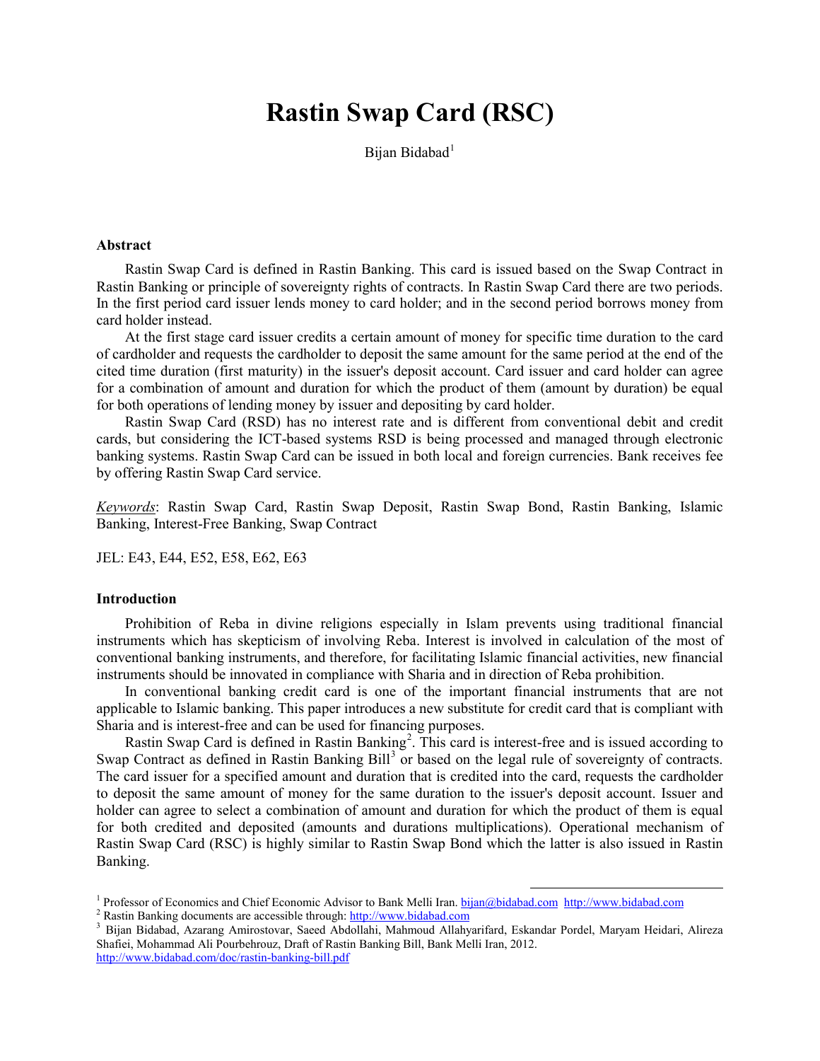# Rastin Swap Card (RSC)

Bijan Bidabad[1]

## Abstract

Rastin Swap Card is defined in Rastin Banking. This card is issued based on the Swap Contract in Rastin Banking or principle of sovereignty rights of contracts. In Rastin Swap Card there are two periods. In the first period card issuer lends money to card holder; and in the second period borrows money from card holder instead.

At the first stage card issuer credits a certain amount of money for specific time duration to the card of cardholder and requests the cardholder to deposit the same amount for the same period at the end of the cited time duration (first maturity) in the issuer's deposit account. Card issuer and card holder can agree for a combination of amount and duration for which the product of them (amount by duration) be equal for both operations of lending money by issuer and depositing by card holder.

Rastin Swap Card (RSD) has no interest rate and is different from conventional debit and credit cards, but considering the ICT-based systems RSD is being processed and managed through electronic banking systems. Rastin Swap Card can be issued in both local and foreign currencies. Bank receives fee by offering Rastin Swap Card service.

*Keywords*: Rastin Swap Card, Rastin Swap Deposit, Rastin Swap Bond, Rastin Banking, Islamic Banking, Interest-Free Banking, Swap Contract

JEL: E43, E44, E52, E58, E62, E63

## Introduction

Prohibition of Reba in divine religions especially in Islam prevents using traditional financial instruments which has skepticism of involving Reba. Interest is involved in calculation of the most of conventional banking instruments, and therefore, for facilitating Islamic financial activities, new financial instruments should be innovated in compliance with Sharia and in direction of Reba prohibition.

In conventional banking credit card is one of the important financial instruments that are not applicable to Islamic banking. This paper introduces a new substitute for credit card that is compliant with Sharia and is interest-free and can be used for financing purposes.

Rastin Swap Card is defined in Rastin Banking[2]. This card is interest-free and is issued according to Swap Contract as defined in Rastin Banking Bill[3] or based on the legal rule of sovereignty of contracts. The card issuer for a specified amount and duration that is credited into the card, requests the cardholder to deposit the same amount of money for the same duration to the issuer's deposit account. Issuer and holder can agree to select a combination of amount and duration for which the product of them is equal for both credited and deposited (amounts and durations multiplications). Operational mechanism of Rastin Swap Card (RSC) is highly similar to Rastin Swap Bond which the latter is also issued in Rastin Banking.

---

[1] Professor of Economics and Chief Economic Advisor to Bank Melli Iran. bijan@bidabad.com http://www.bidabad.com

[2] Rastin Banking documents are accessible through: http://www.bidabad.com

[3] Bijan Bidabad, Azarang Amirostovar, Saeed Abdollahi, Mahmoud Allahyarifard, Eskandar Pordel, Maryam Heidari, Alireza Shafiei, Mohammad Ali Pourbehrouz, Draft of Rastin Banking Bill, Bank Melli Iran, 2012. http://www.bidabad.com/doc/rastin-banking-bill.pdf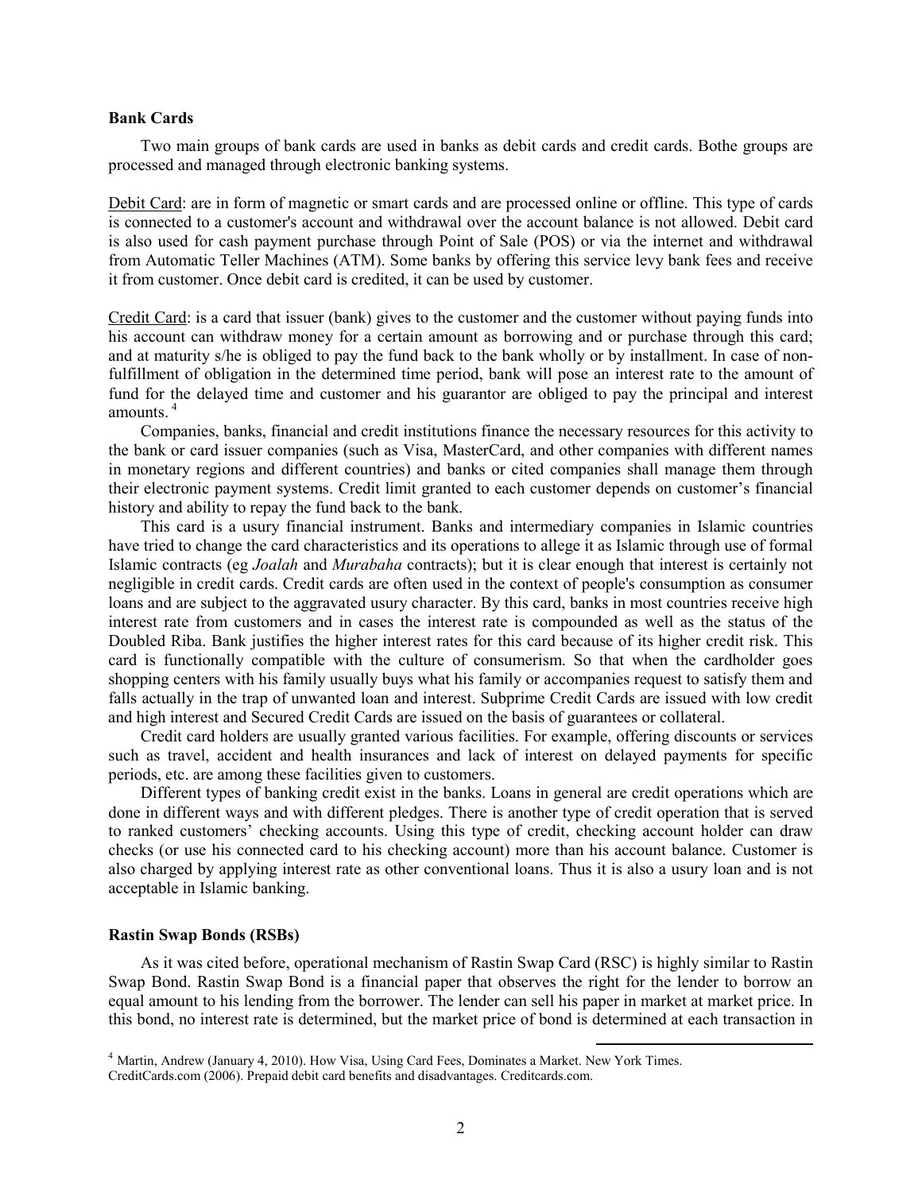**Bank Cards**

Two main groups of bank cards are used in banks as debit cards and credit cards. Bothe groups are processed and managed through electronic banking systems.

Debit Card: are in form of magnetic or smart cards and are processed online or offline. This type of cards is connected to a customer's account and withdrawal over the account balance is not allowed. Debit card is also used for cash payment purchase through Point of Sale (POS) or via the internet and withdrawal from Automatic Teller Machines (ATM). Some banks by offering this service levy bank fees and receive it from customer. Once debit card is credited, it can be used by customer.

Credit Card: is a card that issuer (bank) gives to the customer and the customer without paying funds into his account can withdraw money for a certain amount as borrowing and or purchase through this card; and at maturity s/he is obliged to pay the fund back to the bank wholly or by installment. In case of non-fulfillment of obligation in the determined time period, bank will pose an interest rate to the amount of fund for the delayed time and customer and his guarantor are obliged to pay the principal and interest amounts. [4]

Companies, banks, financial and credit institutions finance the necessary resources for this activity to the bank or card issuer companies (such as Visa, MasterCard, and other companies with different names in monetary regions and different countries) and banks or cited companies shall manage them through their electronic payment systems. Credit limit granted to each customer depends on customer's financial history and ability to repay the fund back to the bank.

This card is a usury financial instrument. Banks and intermediary companies in Islamic countries have tried to change the card characteristics and its operations to allege it as Islamic through use of formal Islamic contracts (eg *Joalah* and *Murabaha* contracts); but it is clear enough that interest is certainly not negligible in credit cards. Credit cards are often used in the context of people's consumption as consumer loans and are subject to the aggravated usury character. By this card, banks in most countries receive high interest rate from customers and in cases the interest rate is compounded as well as the status of the Doubled Riba. Bank justifies the higher interest rates for this card because of its higher credit risk. This card is functionally compatible with the culture of consumerism. So that when the cardholder goes shopping centers with his family usually buys what his family or accompanies request to satisfy them and falls actually in the trap of unwanted loan and interest. Subprime Credit Cards are issued with low credit and high interest and Secured Credit Cards are issued on the basis of guarantees or collateral.

Credit card holders are usually granted various facilities. For example, offering discounts or services such as travel, accident and health insurances and lack of interest on delayed payments for specific periods, etc. are among these facilities given to customers.

Different types of banking credit exist in the banks. Loans in general are credit operations which are done in different ways and with different pledges. There is another type of credit operation that is served to ranked customers' checking accounts. Using this type of credit, checking account holder can draw checks (or use his connected card to his checking account) more than his account balance. Customer is also charged by applying interest rate as other conventional loans. Thus it is also a usury loan and is not acceptable in Islamic banking.

**Rastin Swap Bonds (RSBs)**

As it was cited before, operational mechanism of Rastin Swap Card (RSC) is highly similar to Rastin Swap Bond. Rastin Swap Bond is a financial paper that observes the right for the lender to borrow an equal amount to his lending from the borrower. The lender can sell his paper in market at market price. In this bond, no interest rate is determined, but the market price of bond is determined at each transaction in

[4] Martin, Andrew (January 4, 2010). How Visa, Using Card Fees, Dominates a Market. New York Times.
CreditCards.com (2006). Prepaid debit card benefits and disadvantages. Creditcards.com.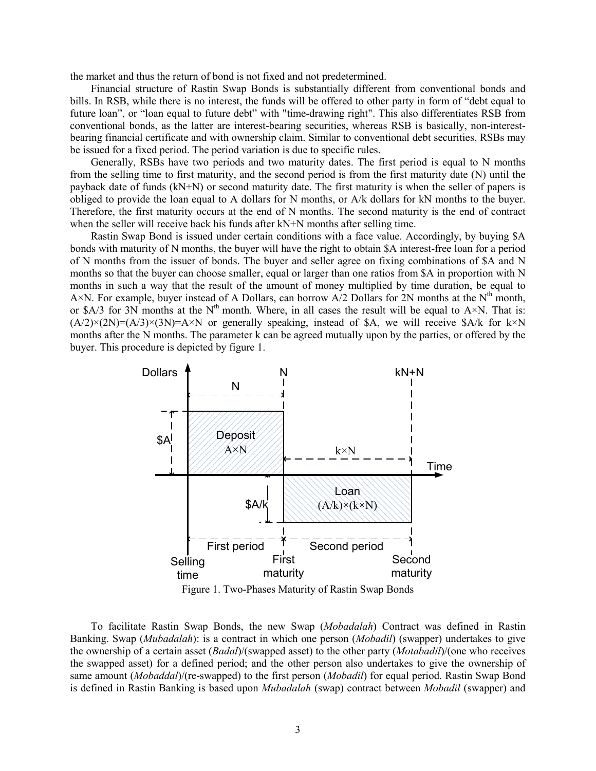the market and thus the return of bond is not fixed and not predetermined.

Financial structure of Rastin Swap Bonds is substantially different from conventional bonds and bills. In RSB, while there is no interest, the funds will be offered to other party in form of "debt equal to future loan", or "loan equal to future debt" with "time-drawing right". This also differentiates RSB from conventional bonds, as the latter are interest-bearing securities, whereas RSB is basically, non-interest-bearing financial certificate and with ownership claim. Similar to conventional debt securities, RSBs may be issued for a fixed period. The period variation is due to specific rules.

Generally, RSBs have two periods and two maturity dates. The first period is equal to N months from the selling time to first maturity, and the second period is from the first maturity date (N) until the payback date of funds (kN+N) or second maturity date. The first maturity is when the seller of papers is obliged to provide the loan equal to A dollars for N months, or A/k dollars for kN months to the buyer. Therefore, the first maturity occurs at the end of N months. The second maturity is the end of contract when the seller will receive back his funds after kN+N months after selling time.

Rastin Swap Bond is issued under certain conditions with a face value. Accordingly, by buying \$A bonds with maturity of N months, the buyer will have the right to obtain \$A interest-free loan for a period of N months from the issuer of bonds. The buyer and seller agree on fixing combinations of \$A and N months so that the buyer can choose smaller, equal or larger than one ratios from \$A in proportion with N months in such a way that the result of the amount of money multiplied by time duration, be equal to $A \times N$. For example, buyer instead of A Dollars, can borrow A/2 Dollars for 2N months at the $N^{th}$ month, or \$A/3 for 3N months at the $N^{th}$ month. Where, in all cases the result will be equal to $A \times N$. That is: $(A/2)\times(2N)=(A/3)\times(3N)=A\times N$ or generally speaking, instead of \$A, we will receive \$A/k for $k\times N$ months after the N months. The parameter k can be agreed mutually upon by the parties, or offered by the buyer. This procedure is depicted by figure 1.

Figure 1. Two-Phases Maturity of Rastin Swap Bonds

To facilitate Rastin Swap Bonds, the new Swap (*Mobadalah*) Contract was defined in Rastin Banking. Swap (*Mubadalah*): is a contract in which one person (*Mobadil*) (swapper) undertakes to give the ownership of a certain asset (*Badal*)/(swapped asset) to the other party (*Motabadil*)/(one who receives the swapped asset) for a defined period; and the other person also undertakes to give the ownership of same amount (*Mobaddal*)/(re-swapped) to the first person (*Mobadil*) for equal period. Rastin Swap Bond is defined in Rastin Banking is based upon *Mubadalah* (swap) contract between *Mobadil* (swapper) and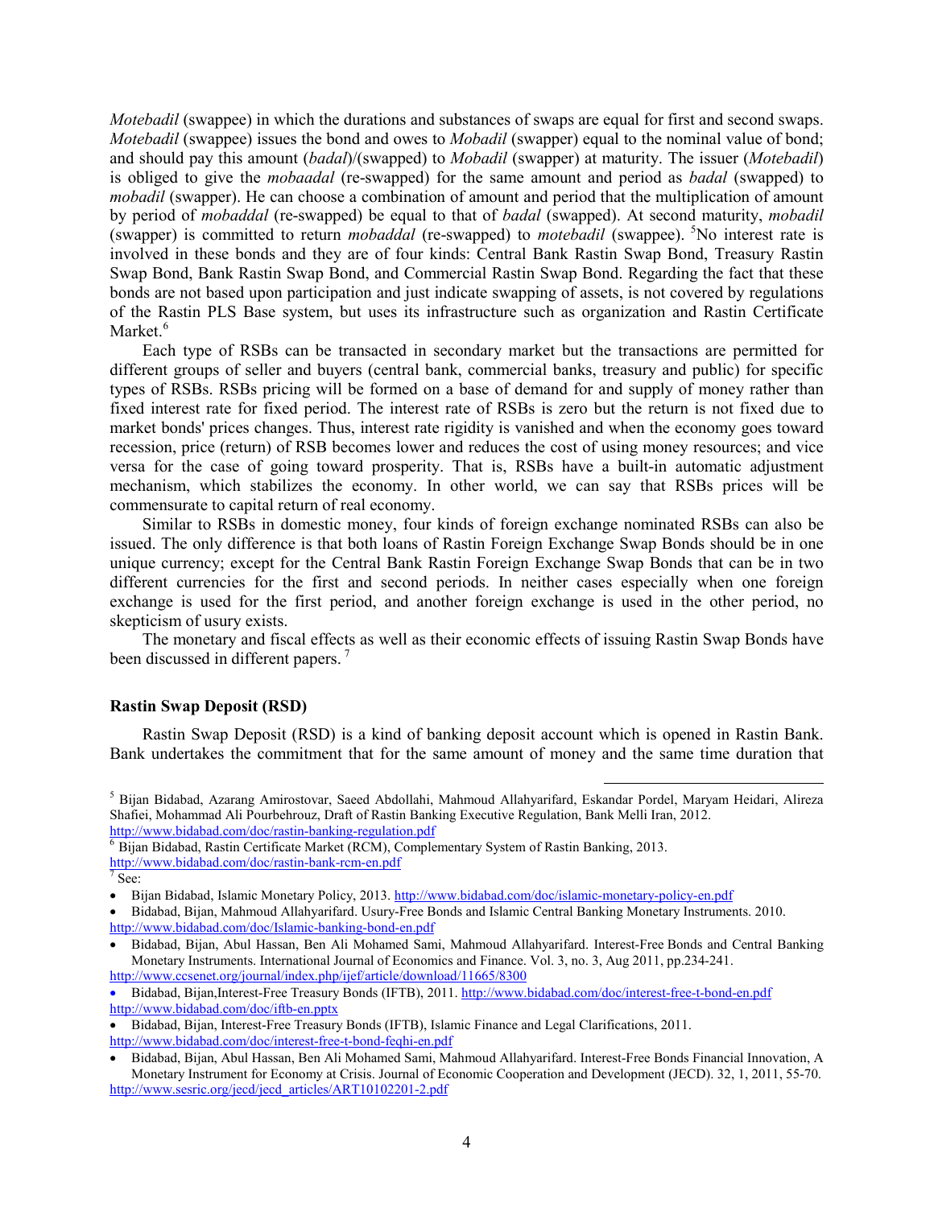*Motebadil* (swappee) in which the durations and substances of swaps are equal for first and second swaps. *Motebadil* (swappee) issues the bond and owes to *Mobadil* (swapper) equal to the nominal value of bond; and should pay this amount (*badal*)/(swapped) to *Mobadil* (swapper) at maturity. The issuer (*Motebadil*) is obliged to give the *mobaadal* (re-swapped) for the same amount and period as *badal* (swapped) to *mobadil* (swapper). He can choose a combination of amount and period that the multiplication of amount by period of *mobaddal* (re-swapped) be equal to that of *badal* (swapped). At second maturity, *mobadil* (swapper) is committed to return *mobaddal* (re-swapped) to *motebadil* (swappee). [5]No interest rate is involved in these bonds and they are of four kinds: Central Bank Rastin Swap Bond, Treasury Rastin Swap Bond, Bank Rastin Swap Bond, and Commercial Rastin Swap Bond. Regarding the fact that these bonds are not based upon participation and just indicate swapping of assets, is not covered by regulations of the Rastin PLS Base system, but uses its infrastructure such as organization and Rastin Certificate Market.[6]

Each type of RSBs can be transacted in secondary market but the transactions are permitted for different groups of seller and buyers (central bank, commercial banks, treasury and public) for specific types of RSBs. RSBs pricing will be formed on a base of demand for and supply of money rather than fixed interest rate for fixed period. The interest rate of RSBs is zero but the return is not fixed due to market bonds' prices changes. Thus, interest rate rigidity is vanished and when the economy goes toward recession, price (return) of RSB becomes lower and reduces the cost of using money resources; and vice versa for the case of going toward prosperity. That is, RSBs have a built-in automatic adjustment mechanism, which stabilizes the economy. In other world, we can say that RSBs prices will be commensurate to capital return of real economy.

Similar to RSBs in domestic money, four kinds of foreign exchange nominated RSBs can also be issued. The only difference is that both loans of Rastin Foreign Exchange Swap Bonds should be in one unique currency; except for the Central Bank Rastin Foreign Exchange Swap Bonds that can be in two different currencies for the first and second periods. In neither cases especially when one foreign exchange is used for the first period, and another foreign exchange is used in the other period, no skepticism of usury exists.

The monetary and fiscal effects as well as their economic effects of issuing Rastin Swap Bonds have been discussed in different papers. [7]

### Rastin Swap Deposit (RSD)

Rastin Swap Deposit (RSD) is a kind of banking deposit account which is opened in Rastin Bank. Bank undertakes the commitment that for the same amount of money and the same time duration that

---

[5] Bijan Bidabad, Azarang Amirostovar, Saeed Abdollahi, Mahmoud Allahyarifard, Eskandar Pordel, Maryam Heidari, Alireza Shafiei, Mohammad Ali Pourbehrouz, Draft of Rastin Banking Executive Regulation, Bank Melli Iran, 2012. http://www.bidabad.com/doc/rastin-banking-regulation.pdf

[6] Bijan Bidabad, Rastin Certificate Market (RCM), Complementary System of Rastin Banking, 2013. http://www.bidabad.com/doc/rastin-bank-rcm-en.pdf

[7] See:

- Bijan Bidabad, Islamic Monetary Policy, 2013. http://www.bidabad.com/doc/islamic-monetary-policy-en.pdf
- Bidabad, Bijan, Mahmoud Allahyarifard. Usury-Free Bonds and Islamic Central Banking Monetary Instruments. 2010. http://www.bidabad.com/doc/Islamic-banking-bond-en.pdf
- Bidabad, Bijan, Abul Hassan, Ben Ali Mohamed Sami, Mahmoud Allahyarifard. Interest-Free Bonds and Central Banking Monetary Instruments. International Journal of Economics and Finance. Vol. 3, no. 3, Aug 2011, pp.234-241. http://www.ccsenet.org/journal/index.php/ijef/article/download/11665/8300
- Bidabad, Bijan,Interest-Free Treasury Bonds (IFTB), 2011. http://www.bidabad.com/doc/interest-free-t-bond-en.pdf http://www.bidabad.com/doc/iftb-en.pptx
- Bidabad, Bijan, Interest-Free Treasury Bonds (IFTB), Islamic Finance and Legal Clarifications, 2011. http://www.bidabad.com/doc/interest-free-t-bond-feqhi-en.pdf
- Bidabad, Bijan, Abul Hassan, Ben Ali Mohamed Sami, Mahmoud Allahyarifard. Interest-Free Bonds Financial Innovation, A Monetary Instrument for Economy at Crisis. Journal of Economic Cooperation and Development (JECD). 32, 1, 2011, 55-70. http://www.sesric.org/jecd/jecd_articles/ART10102201-2.pdf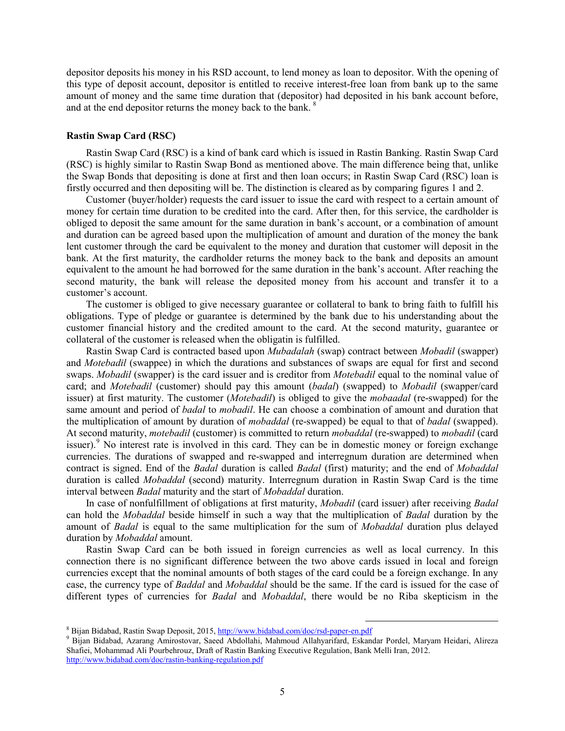depositor deposits his money in his RSD account, to lend money as loan to depositor. With the opening of this type of deposit account, depositor is entitled to receive interest-free loan from bank up to the same amount of money and the same time duration that (depositor) had deposited in his bank account before, and at the end depositor returns the money back to the bank. [8]

### Rastin Swap Card (RSC)

Rastin Swap Card (RSC) is a kind of bank card which is issued in Rastin Banking. Rastin Swap Card (RSC) is highly similar to Rastin Swap Bond as mentioned above. The main difference being that, unlike the Swap Bonds that depositing is done at first and then loan occurs; in Rastin Swap Card (RSC) loan is firstly occurred and then depositing will be. The distinction is cleared as by comparing figures 1 and 2.

Customer (buyer/holder) requests the card issuer to issue the card with respect to a certain amount of money for certain time duration to be credited into the card. After then, for this service, the cardholder is obliged to deposit the same amount for the same duration in bank's account, or a combination of amount and duration can be agreed based upon the multiplication of amount and duration of the money the bank lent customer through the card be equivalent to the money and duration that customer will deposit in the bank. At the first maturity, the cardholder returns the money back to the bank and deposits an amount equivalent to the amount he had borrowed for the same duration in the bank's account. After reaching the second maturity, the bank will release the deposited money from his account and transfer it to a customer's account.

The customer is obliged to give necessary guarantee or collateral to bank to bring faith to fulfill his obligations. Type of pledge or guarantee is determined by the bank due to his understanding about the customer financial history and the credited amount to the card. At the second maturity, guarantee or collateral of the customer is released when the obligatin is fulfilled.

Rastin Swap Card is contracted based upon *Mubadalah* (swap) contract between *Mobadil* (swapper) and *Motebadil* (swappee) in which the durations and substances of swaps are equal for first and second swaps. *Mobadil* (swapper) is the card issuer and is creditor from *Motebadil* equal to the nominal value of card; and *Motebadil* (customer) should pay this amount (*badal*) (swapped) to *Mobadil* (swapper/card issuer) at first maturity. The customer (*Motebadil*) is obliged to give the *mobaadal* (re-swapped) for the same amount and period of *badal* to *mobadil*. He can choose a combination of amount and duration that the multiplication of amount by duration of *mobaddal* (re-swapped) be equal to that of *badal* (swapped). At second maturity, *motebadil* (customer) is committed to return *mobaddal* (re-swapped) to *mobadil* (card issuer).[9] No interest rate is involved in this card. They can be in domestic money or foreign exchange currencies. The durations of swapped and re-swapped and interregnum duration are determined when contract is signed. End of the *Badal* duration is called *Badal* (first) maturity; and the end of *Mobaddal* duration is called *Mobaddal* (second) maturity. Interregnum duration in Rastin Swap Card is the time interval between *Badal* maturity and the start of *Mobaddal* duration.

In case of nonfulfillment of obligations at first maturity, *Mobadil* (card issuer) after receiving *Badal* can hold the *Mobaddal* beside himself in such a way that the multiplication of *Badal* duration by the amount of *Badal* is equal to the same multiplication for the sum of *Mobaddal* duration plus delayed duration by *Mobaddal* amount.

Rastin Swap Card can be both issued in foreign currencies as well as local currency. In this connection there is no significant difference between the two above cards issued in local and foreign currencies except that the nominal amounts of both stages of the card could be a foreign exchange. In any case, the currency type of *Baddal* and *Mobaddal* should be the same. If the card is issued for the case of different types of currencies for *Badal* and *Mobaddal*, there would be no Riba skepticism in the

---

[8] Bijan Bidabad, Rastin Swap Deposit, 2015, http://www.bidabad.com/doc/rsd-paper-en.pdf

[9] Bijan Bidabad, Azarang Amirostovar, Saeed Abdollahi, Mahmoud Allahyarifard, Eskandar Pordel, Maryam Heidari, Alireza Shafiei, Mohammad Ali Pourbehrouz, Draft of Rastin Banking Executive Regulation, Bank Melli Iran, 2012. http://www.bidabad.com/doc/rastin-banking-regulation.pdf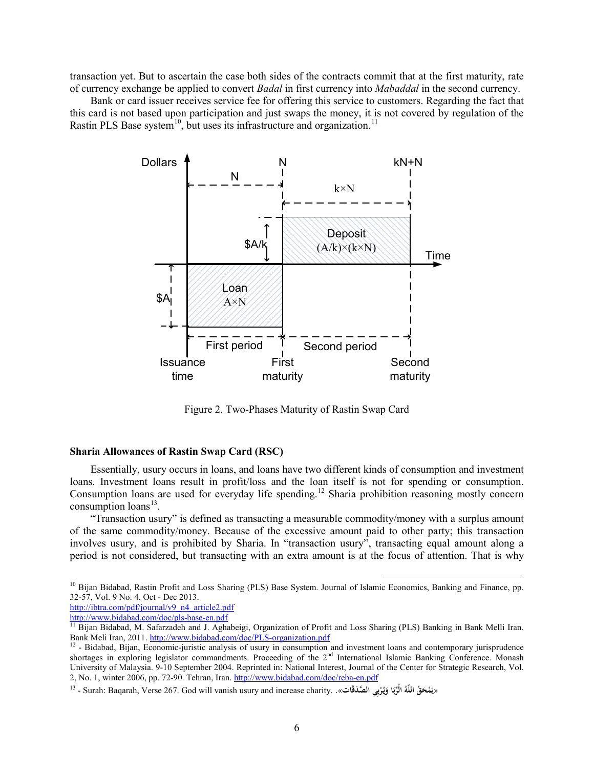transaction yet. But to ascertain the case both sides of the contracts commit that at the first maturity, rate of currency exchange be applied to convert *Badal* in first currency into *Mabaddal* in the second currency.

Bank or card issuer receives service fee for offering this service to customers. Regarding the fact that this card is not based upon participation and just swaps the money, it is not covered by regulation of the Rastin PLS Base system[10], but uses its infrastructure and organization.[11]

Figure 2. Two-Phases Maturity of Rastin Swap Card

### Sharia Allowances of Rastin Swap Card (RSC)

Essentially, usury occurs in loans, and loans have two different kinds of consumption and investment loans. Investment loans result in profit/loss and the loan itself is not for spending or consumption. Consumption loans are used for everyday life spending.[12] Sharia prohibition reasoning mostly concern consumption loans[13].

"Transaction usury" is defined as transacting a measurable commodity/money with a surplus amount of the same commodity/money. Because of the excessive amount paid to other party; this transaction involves usury, and is prohibited by Sharia. In "transaction usury", transacting equal amount along a period is not considered, but transacting with an extra amount is at the focus of attention. That is why

---

[10] Bijan Bidabad, Rastin Profit and Loss Sharing (PLS) Base System. Journal of Islamic Economics, Banking and Finance, pp. 32-57, Vol. 9 No. 4, Oct - Dec 2013.
http://ibtra.com/pdf/journal/v9_n4_article2.pdf
http://www.bidabad.com/doc/pls-base-en.pdf

[11] Bijan Bidabad, M. Safarzadeh and J. Aghabeigi, Organization of Profit and Loss Sharing (PLS) Banking in Bank Melli Iran. Bank Meli Iran, 2011. http://www.bidabad.com/doc/PLS-organization.pdf

[12] - Bidabad, Bijan, Economic-juristic analysis of usury in consumption and investment loans and contemporary jurisprudence shortages in exploring legislator commandments. Proceeding of the 2nd International Islamic Banking Conference. Monash University of Malaysia. 9-10 September 2004. Reprinted in: National Interest, Journal of the Center for Strategic Research, Vol. 2, No. 1, winter 2006, pp. 72-90. Tehran, Iran. http://www.bidabad.com/doc/reba-en.pdf

[13] - Surah: Baqarah, Verse 267. God will vanish usury and increase charity. «يَمْحَقُ اللَّهُ الرِّبَا وَيُرْبِي الصَّدَقَاتِ».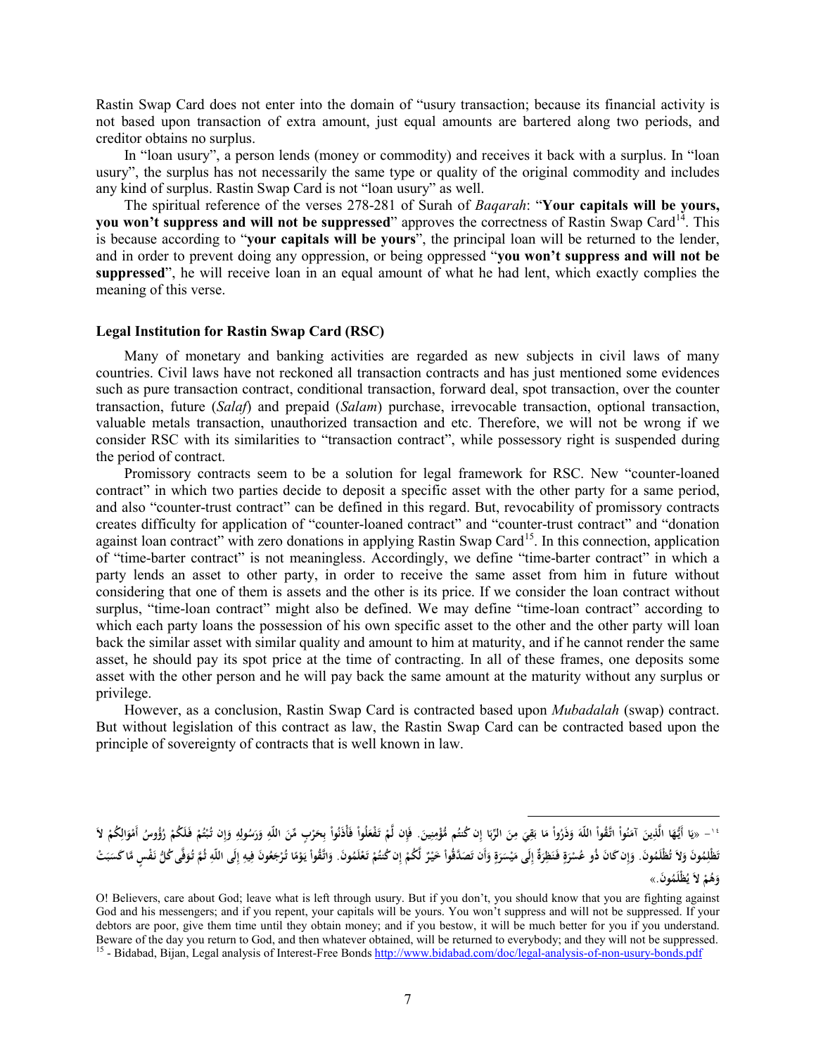Rastin Swap Card does not enter into the domain of "usury transaction; because its financial activity is not based upon transaction of extra amount, just equal amounts are bartered along two periods, and creditor obtains no surplus.

In "loan usury", a person lends (money or commodity) and receives it back with a surplus. In "loan usury", the surplus has not necessarily the same type or quality of the original commodity and includes any kind of surplus. Rastin Swap Card is not "loan usury" as well.

The spiritual reference of the verses 278-281 of Surah of *Baqarah*: "**Your capitals will be yours, you won't suppress and will not be suppressed**" approves the correctness of Rastin Swap Card[14]. This is because according to "**your capitals will be yours**", the principal loan will be returned to the lender, and in order to prevent doing any oppression, or being oppressed "**you won't suppress and will not be suppressed**", he will receive loan in an equal amount of what he had lent, which exactly complies the meaning of this verse.

#### Legal Institution for Rastin Swap Card (RSC)

Many of monetary and banking activities are regarded as new subjects in civil laws of many countries. Civil laws have not reckoned all transaction contracts and has just mentioned some evidences such as pure transaction contract, conditional transaction, forward deal, spot transaction, over the counter transaction, future (*Salaf*) and prepaid (*Salam*) purchase, irrevocable transaction, optional transaction, valuable metals transaction, unauthorized transaction and etc. Therefore, we will not be wrong if we consider RSC with its similarities to "transaction contract", while possessory right is suspended during the period of contract.

Promissory contracts seem to be a solution for legal framework for RSC. New "counter-loaned contract" in which two parties decide to deposit a specific asset with the other party for a same period, and also "counter-trust contract" can be defined in this regard. But, revocability of promissory contracts creates difficulty for application of "counter-loaned contract" and "counter-trust contract" and "donation against loan contract" with zero donations in applying Rastin Swap Card[15]. In this connection, application of "time-barter contract" is not meaningless. Accordingly, we define "time-barter contract" in which a party lends an asset to other party, in order to receive the same asset from him in future without considering that one of them is assets and the other is its price. If we consider the loan contract without surplus, "time-loan contract" might also be defined. We may define "time-loan contract" according to which each party loans the possession of his own specific asset to the other and the other party will loan back the similar asset with similar quality and amount to him at maturity, and if he cannot render the same asset, he should pay its spot price at the time of contracting. In all of these frames, one deposits some asset with the other person and he will pay back the same amount at the maturity without any surplus or privilege.

However, as a conclusion, Rastin Swap Card is contracted based upon *Mubadalah* (swap) contract. But without legislation of this contract as law, the Rastin Swap Card can be contracted based upon the principle of sovereignty of contracts that is well known in law.

---

[14] - «يَا أَيُّهَا الَّذِينَ آمَنُواْ اتَّقُواْ اللّهَ وَذَرُواْ مَا بَقِيَ مِنَ الرِّبَا إِن كُنتُم مُّؤْمِنِينَ. فَإِن لَّمْ تَفْعَلُواْ فَأْذَنُواْ بِحَرْبٍ مِّنَ اللّهِ وَرَسُولِهِ وَإِن تُبْتُمْ فَلَكُمْ رُؤُوسُ أَمْوَالِكُمْ لاَ تَظْلِمُونَ وَلاَ تُظْلَمُونَ. وَإِن كَانَ ذُو عُسْرَةٍ فَنَظِرَةٌ إِلَى مَيْسَرَةٍ وَأَن تَصَدَّقُواْ خَيْرٌ لَّكُمْ إِن كُنتُمْ تَعْلَمُونَ. وَاتَّقُواْ يَوْمًا تُرْجَعُونَ فِيهِ إِلَى اللّهِ ثُمَّ تُوَفَّى كُلُّ نَفْسٍ مَّا كَسَبَتْ وَهُمْ لاَ يُظْلَمُونَ.»

O! Believers, care about God; leave what is left through usury. But if you don't, you should know that you are fighting against God and his messengers; and if you repent, your capitals will be yours. You won't suppress and will not be suppressed. If your debtors are poor, give them time until they obtain money; and if you bestow, it will be much better for you if you understand. Beware of the day you return to God, and then whatever obtained, will be returned to everybody; and they will not be suppressed.

[15] - Bidabad, Bijan, Legal analysis of Interest-Free Bonds http://www.bidabad.com/doc/legal-analysis-of-non-usury-bonds.pdf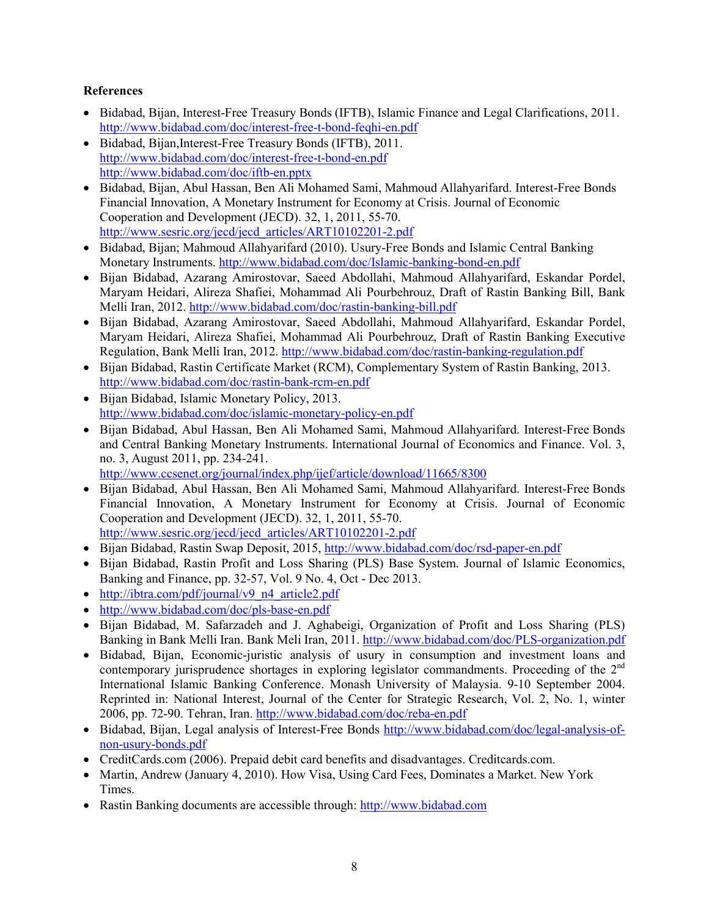**References**

- Bidabad, Bijan, Interest-Free Treasury Bonds (IFTB), Islamic Finance and Legal Clarifications, 2011. http://www.bidabad.com/doc/interest-free-t-bond-feqhi-en.pdf
- Bidabad, Bijan,Interest-Free Treasury Bonds (IFTB), 2011. http://www.bidabad.com/doc/interest-free-t-bond-en.pdf http://www.bidabad.com/doc/iftb-en.pptx
- Bidabad, Bijan, Abul Hassan, Ben Ali Mohamed Sami, Mahmoud Allahyarifard. Interest-Free Bonds Financial Innovation, A Monetary Instrument for Economy at Crisis. Journal of Economic Cooperation and Development (JECD). 32, 1, 2011, 55-70. http://www.sesric.org/jecd/jecd_articles/ART10102201-2.pdf
- Bidabad, Bijan; Mahmoud Allahyarifard (2010). Usury-Free Bonds and Islamic Central Banking Monetary Instruments. http://www.bidabad.com/doc/Islamic-banking-bond-en.pdf
- Bijan Bidabad, Azarang Amirostovar, Saeed Abdollahi, Mahmoud Allahyarifard, Eskandar Pordel, Maryam Heidari, Alireza Shafiei, Mohammad Ali Pourbehrouz, Draft of Rastin Banking Bill, Bank Melli Iran, 2012. http://www.bidabad.com/doc/rastin-banking-bill.pdf
- Bijan Bidabad, Azarang Amirostovar, Saeed Abdollahi, Mahmoud Allahyarifard, Eskandar Pordel, Maryam Heidari, Alireza Shafiei, Mohammad Ali Pourbehrouz, Draft of Rastin Banking Executive Regulation, Bank Melli Iran, 2012. http://www.bidabad.com/doc/rastin-banking-regulation.pdf
- Bijan Bidabad, Rastin Certificate Market (RCM), Complementary System of Rastin Banking, 2013. http://www.bidabad.com/doc/rastin-bank-rcm-en.pdf
- Bijan Bidabad, Islamic Monetary Policy, 2013. http://www.bidabad.com/doc/islamic-monetary-policy-en.pdf
- Bijan Bidabad, Abul Hassan, Ben Ali Mohamed Sami, Mahmoud Allahyarifard. Interest-Free Bonds and Central Banking Monetary Instruments. International Journal of Economics and Finance. Vol. 3, no. 3, August 2011, pp. 234-241. http://www.ccsenet.org/journal/index.php/ijef/article/download/11665/8300
- Bijan Bidabad, Abul Hassan, Ben Ali Mohamed Sami, Mahmoud Allahyarifard. Interest-Free Bonds Financial Innovation, A Monetary Instrument for Economy at Crisis. Journal of Economic Cooperation and Development (JECD). 32, 1, 2011, 55-70. http://www.sesric.org/jecd/jecd_articles/ART10102201-2.pdf
- Bijan Bidabad, Rastin Swap Deposit, 2015, http://www.bidabad.com/doc/rsd-paper-en.pdf
- Bijan Bidabad, Rastin Profit and Loss Sharing (PLS) Base System. Journal of Islamic Economics, Banking and Finance, pp. 32-57, Vol. 9 No. 4, Oct - Dec 2013.
- http://ibtra.com/pdf/journal/v9_n4_article2.pdf
- http://www.bidabad.com/doc/pls-base-en.pdf
- Bijan Bidabad, M. Safarzadeh and J. Aghabeigi, Organization of Profit and Loss Sharing (PLS) Banking in Bank Melli Iran. Bank Meli Iran, 2011. http://www.bidabad.com/doc/PLS-organization.pdf
- Bidabad, Bijan, Economic-juristic analysis of usury in consumption and investment loans and contemporary jurisprudence shortages in exploring legislator commandments. Proceeding of the 2nd International Islamic Banking Conference. Monash University of Malaysia. 9-10 September 2004. Reprinted in: National Interest, Journal of the Center for Strategic Research, Vol. 2, No. 1, winter 2006, pp. 72-90. Tehran, Iran. http://www.bidabad.com/doc/reba-en.pdf
- Bidabad, Bijan, Legal analysis of Interest-Free Bonds http://www.bidabad.com/doc/legal-analysis-of-non-usury-bonds.pdf
- CreditCards.com (2006). Prepaid debit card benefits and disadvantages. Creditcards.com.
- Martin, Andrew (January 4, 2010). How Visa, Using Card Fees, Dominates a Market. New York Times.
- Rastin Banking documents are accessible through: http://www.bidabad.com